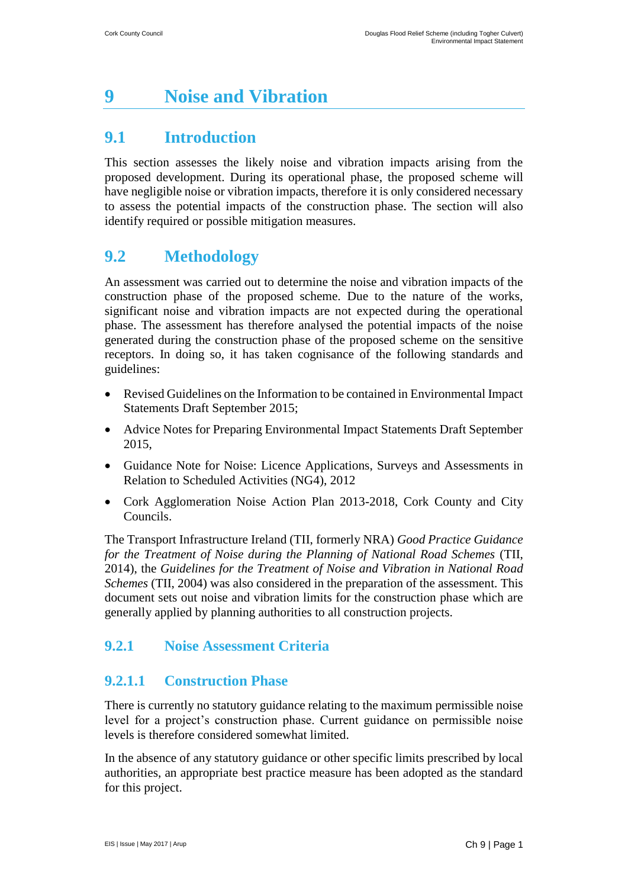# 9 Noise and Vibration

## 9.1 Introduction

This section assesses the likely noise and vibration impacts arising from the proposed development. During its operational phase, the proposed scheme will have negligible noise or vibration impacts, therefore it is only considered necessary to assess the potential impacts of the construction phase. The section will also identify required or possible mitigation measures.

## 9.2 Methodology

An assessment was carried out to determine the noise and vibration impacts of the construction phase of the proposed scheme. Due to the nature of the works, significant noise and vibration impacts are not expected during the operational phase. The assessment has therefore analysed the potential impacts of the noise generated during the construction phase of the proposed scheme on the sensitive receptors. In doing so, it has taken cognisance of the following standards and guidelines:

- Revised Guidelines on the Information to be contained in Environmental Impact Statements Draft September 2015;
- Advice Notes for Preparing Environmental Impact Statements Draft September 2015,
- Guidance Note for Noise: Licence Applications, Surveys and Assessments in Relation to Scheduled Activities (NG4), 2012
- Cork Agglomeration Noise Action Plan 2013-2018, Cork County and City Councils.

The Transport Infrastructure Ireland (TII, formerly NRA) *Good Practice Guidance for the Treatment of Noise during the Planning of National Road Schemes* (TII, 2014), the *Guidelines for the Treatment of Noise and Vibration in National Road Schemes* (TII, 2004) was also considered in the preparation of the assessment. This document sets out noise and vibration limits for the construction phase which are generally applied by planning authorities to all construction projects.

### 9.2.1 Noise Assessment Criteria

#### 9.2.1.1 Construction Phase

There is currently no statutory guidance relating to the maximum permissible noise level for a project's construction phase. Current guidance on permissible noise levels is therefore considered somewhat limited.

In the absence of any statutory guidance or other specific limits prescribed by local authorities, an appropriate best practice measure has been adopted as the standard for this project.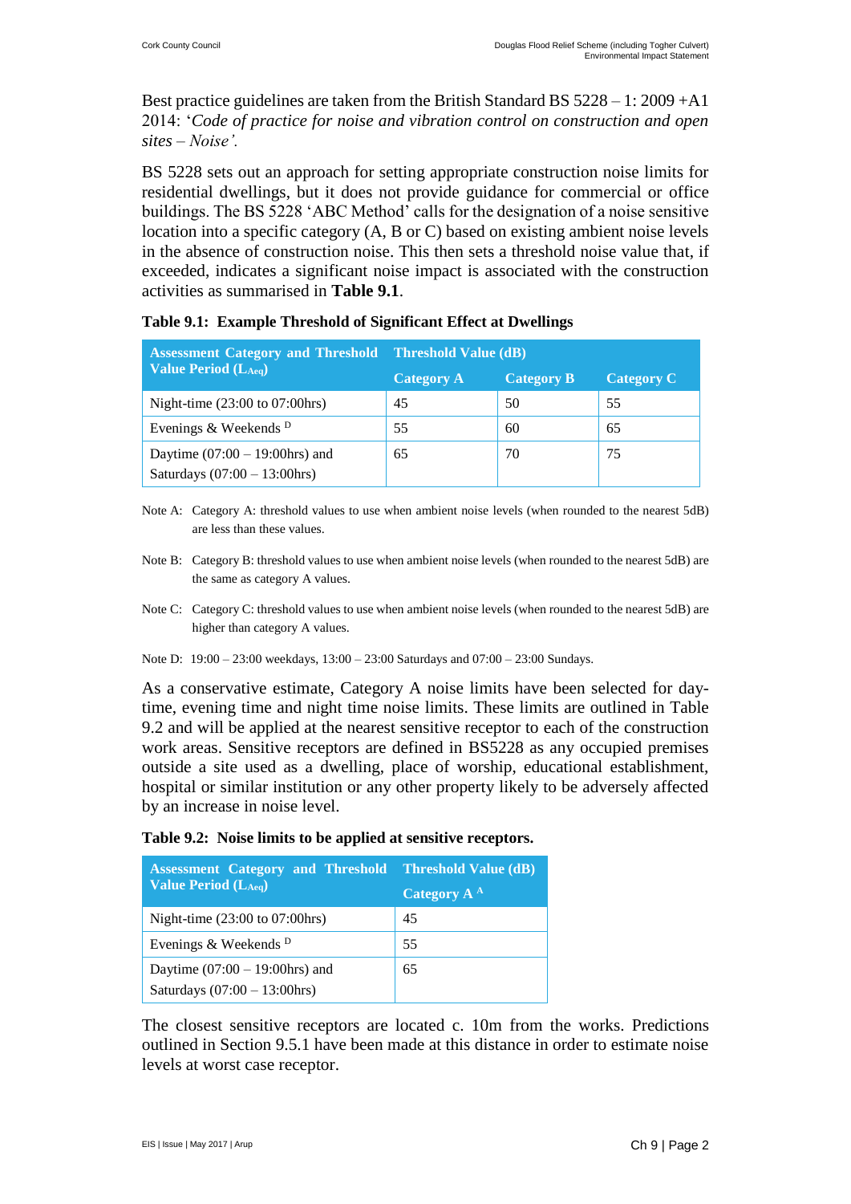Best practice guidelines are taken from the British Standard BS 5228 – 1: 2009 +A1 2014: '*Code of practice for noise and vibration control on construction and open sites – Noise'.*

BS 5228 sets out an approach for setting appropriate construction noise limits for residential dwellings, but it does not provide guidance for commercial or office buildings. The BS 5228 'ABC Method' calls for the designation of a noise sensitive location into a specific category (A, B or C) based on existing ambient noise levels in the absence of construction noise. This then sets a threshold noise value that, if exceeded, indicates a significant noise impact is associated with the construction activities as summarised in **Table 9.1**.

**Table 9.1: Example Threshold of Significant Effect at Dwellings**

| Assessment Category and Threshold Value Period ($L_{Aeq}$) | Threshold Value (dB) | | |
|---|---|---|---|
| | Category A | Category B | Category C |
| Night-time (23:00 to 07:00hrs) | 45 | 50 | 55 |
| Evenings & Weekends [D] | 55 | 60 | 65 |
| Daytime (07:00 – 19:00hrs) and Saturdays (07:00 – 13:00hrs) | 65 | 70 | 75 |

Note A: Category A: threshold values to use when ambient noise levels (when rounded to the nearest 5dB) are less than these values.

Note B: Category B: threshold values to use when ambient noise levels (when rounded to the nearest 5dB) are the same as category A values.

Note C: Category C: threshold values to use when ambient noise levels (when rounded to the nearest 5dB) are higher than category A values.

Note D: 19:00 – 23:00 weekdays, 13:00 – 23:00 Saturdays and 07:00 – 23:00 Sundays.

As a conservative estimate, Category A noise limits have been selected for day-time, evening time and night time noise limits. These limits are outlined in Table 9.2 and will be applied at the nearest sensitive receptor to each of the construction work areas. Sensitive receptors are defined in BS5228 as any occupied premises outside a site used as a dwelling, place of worship, educational establishment, hospital or similar institution or any other property likely to adversely affected by an increase in noise level.

**Table 9.2: Noise limits to be applied at sensitive receptors.**

| Assessment Category and Threshold Value Period ($L_{Aeq}$) | Threshold Value (dB) |
|---|---|
| | Category A [A] |
| Night-time (23:00 to 07:00hrs) | 45 |
| Evenings & Weekends [D] | 55 |
| Daytime (07:00 – 19:00hrs) and Saturdays (07:00 – 13:00hrs) | 65 |

The closest sensitive receptors are located c. 10m from the works. Predictions outlined in Section 9.5.1 have been made at this distance in order to estimate noise levels at worst case receptor.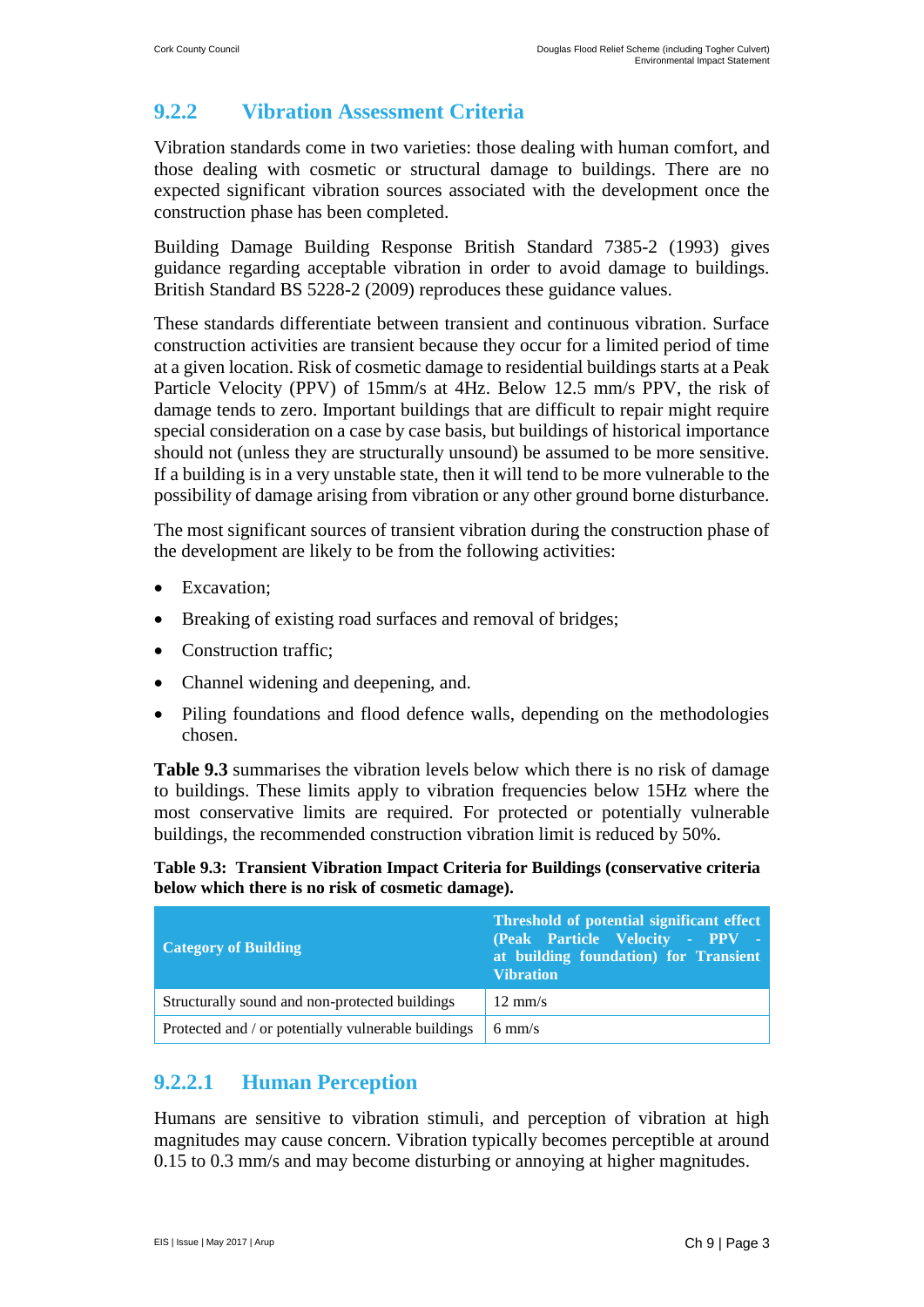### 9.2.2 Vibration Assessment Criteria

Vibration standards come in two varieties: those dealing with human comfort, and those dealing with cosmetic or structural damage to buildings. There are no expected significant vibration sources associated with the development once the construction phase has been completed.

Building Damage Building Response British Standard 7385-2 (1993) gives guidance regarding acceptable vibration in order to avoid damage to buildings. British Standard BS 5228-2 (2009) reproduces these guidance values.

These standards differentiate between transient and continuous vibration. Surface construction activities are transient because they occur for a limited period of time at a given location. Risk of cosmetic damage to residential buildings starts at a Peak Particle Velocity (PPV) of 15mm/s at 4Hz. Below 12.5 mm/s PPV, the risk of damage tends to zero. Important buildings that are difficult to repair might require special consideration on a case by case basis, but buildings of historical importance should not (unless they are structurally unsound) be assumed to be more sensitive. If a building is in a very unstable state, then it will tend to be more vulnerable to the possibility of damage arising from vibration or any other ground borne disturbance.

The most significant sources of transient vibration during the construction phase of the development are likely to be from the following activities:

- Excavation;
- Breaking of existing road surfaces and removal of bridges;
- Construction traffic;
- Channel widening and deepening, and.
- Piling foundations and flood defence walls, depending on the methodologies chosen.

**Table 9.3** summarises the vibration levels below which there is no risk of damage to buildings. These limits apply to vibration frequencies below 15Hz where the most conservative limits are required. For protected or potentially vulnerable buildings, the recommended construction vibration limit is reduced by 50%.

**Table 9.3: Transient Vibration Impact Criteria for Buildings (conservative criteria below which there is no risk of cosmetic damage).**

| Category of Building | Threshold of potential significant effect (Peak Particle Velocity - PPV - at building foundation) for Transient Vibration |
|---|---|
| Structurally sound and non-protected buildings | 12 mm/s |
| Protected and / or potentially vulnerable buildings | 6 mm/s |

#### 9.2.2.1 Human Perception

Humans are sensitive to vibration stimuli, and perception of vibration at high magnitudes may cause concern. Vibration typically becomes perceptible at around 0.15 to 0.3 mm/s and may become disturbing or annoying at higher magnitudes.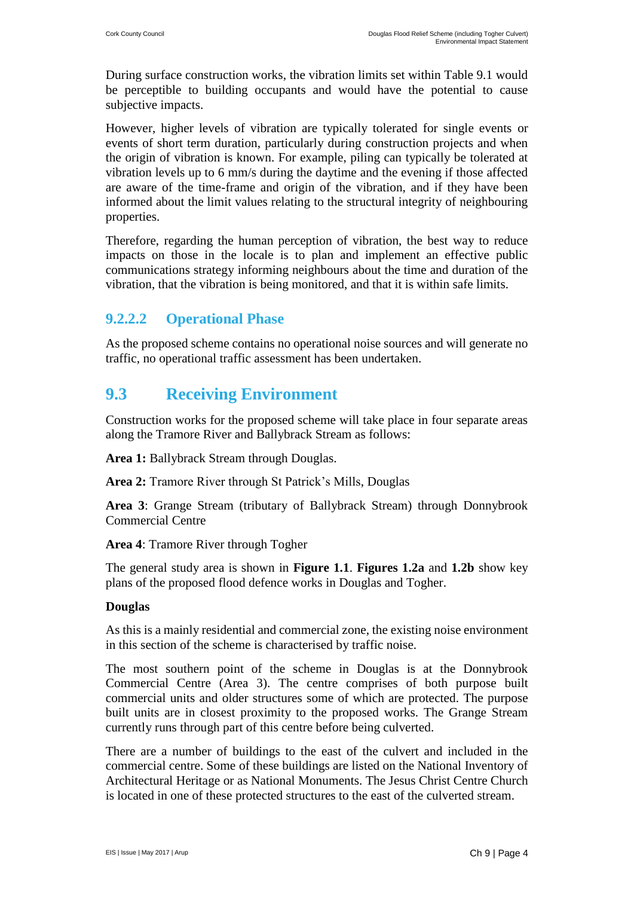During surface construction works, the vibration limits set within Table 9.1 would be perceptible to building occupants and would have the potential to cause subjective impacts.

However, higher levels of vibration are typically tolerated for single events or events of short term duration, particularly during construction projects and when the origin of vibration is known. For example, piling can typically be tolerated at vibration levels up to 6 mm/s during the daytime and the evening if those affected are aware of the time-frame and origin of the vibration, and if they have been informed about the limit values relating to the structural integrity of neighbouring properties.

Therefore, regarding the human perception of vibration, the best way to reduce impacts on those in the locale is to plan and implement an effective public communications strategy informing neighbours about the time and duration of the vibration, that the vibration is being monitored, and that it is within safe limits.

### 9.2.2.2 Operational Phase

As the proposed scheme contains no operational noise sources and will generate no traffic, no operational traffic assessment has been undertaken.

## 9.3 Receiving Environment

Construction works for the proposed scheme will take place in four separate areas along the Tramore River and Ballybrack Stream as follows:

**Area 1:** Ballybrack Stream through Douglas.

**Area 2:** Tramore River through St Patrick's Mills, Douglas

**Area 3**: Grange Stream (tributary of Ballybrack Stream) through Donnybrook Commercial Centre

**Area 4**: Tramore River through Togher

The general study area is shown in **Figure 1.1**. **Figures 1.2a** and **1.2b** show key plans of the proposed flood defence works in Douglas and Togher.

**Douglas**

As this is a mainly residential and commercial zone, the existing noise environment in this section of the scheme is characterised by traffic noise.

The most southern point of the scheme in Douglas is at the Donnybrook Commercial Centre (Area 3). The centre comprises of both purpose built commercial units and older structures some of which are protected. The purpose built units are in closest proximity to the proposed works. The Grange Stream currently runs through part of this centre before being culverted.

There are a number of buildings to the east of the culvert and included in the commercial centre. Some of these buildings are listed on the National Inventory of Architectural Heritage or as National Monuments. The Jesus Christ Centre Church is located in one of these protected structures to the east of the culverted stream.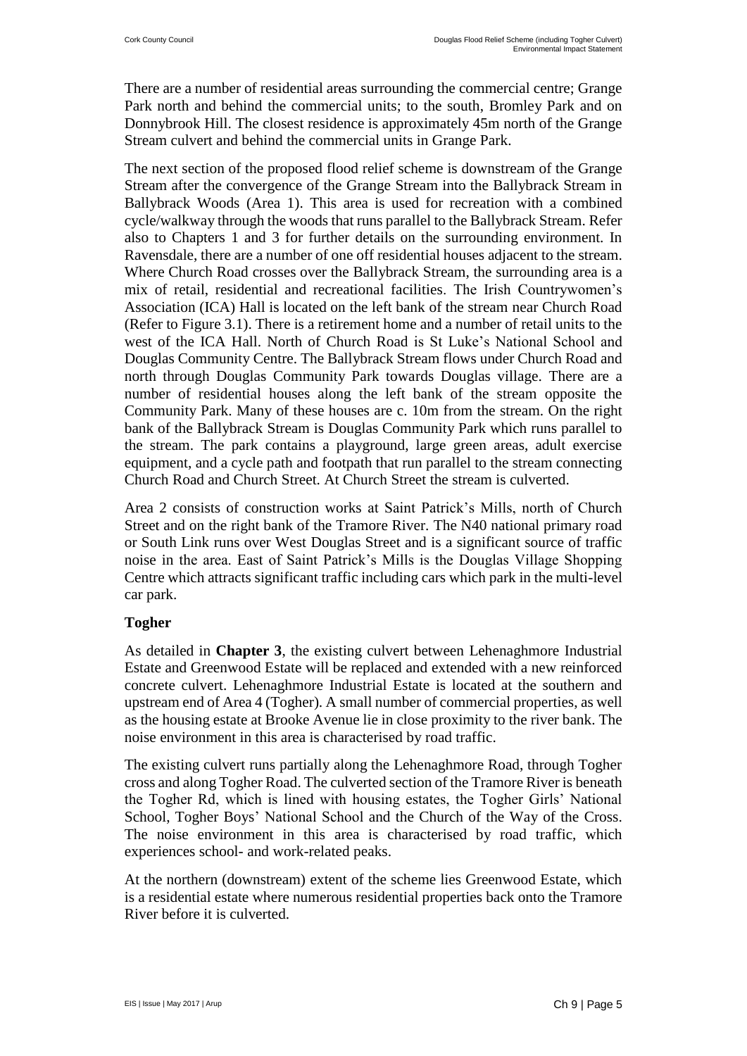There are a number of residential areas surrounding the commercial centre; Grange Park north and behind the commercial units; to the south, Bromley Park and on Donnybrook Hill. The closest residence is approximately 45m north of the Grange Stream culvert and behind the commercial units in Grange Park.

The next section of the proposed flood relief scheme is downstream of the Grange Stream after the convergence of the Grange Stream into the Ballybrack Stream in Ballybrack Woods (Area 1). This area is used for recreation with a combined cycle/walkway through the woods that runs parallel to the Ballybrack Stream. Refer also to Chapters 1 and 3 for further details on the surrounding environment. In Ravensdale, there are a number of one off residential houses adjacent to the stream. Where Church Road crosses over the Ballybrack Stream, the surrounding area is a mix of retail, residential and recreational facilities. The Irish Countrywomen's Association (ICA) Hall is located on the left bank of the stream near Church Road (Refer to Figure 3.1). There is a retirement home and a number of retail units to the west of the ICA Hall. North of Church Road is St Luke's National School and Douglas Community Centre. The Ballybrack Stream flows under Church Road and north through Douglas Community Park towards Douglas village. There are a number of residential houses along the left bank of the stream opposite the Community Park. Many of these houses are c. 10m from the stream. On the right bank of the Ballybrack Stream is Douglas Community Park which runs parallel to the stream. The park contains a playground, large green areas, adult exercise equipment, and a cycle path and footpath that run parallel to the stream connecting Church Road and Church Street. At Church Street the stream is culverted.

Area 2 consists of construction works at Saint Patrick's Mills, north of Church Street and on the right bank of the Tramore River. The N40 national primary road or South Link runs over West Douglas Street and is a significant source of traffic noise in the area. East of Saint Patrick's Mills is the Douglas Village Shopping Centre which attracts significant traffic including cars which park in the multi-level car park.

**Togher**

As detailed in **Chapter 3**, the existing culvert between Lehenaghmore Industrial Estate and Greenwood Estate will be replaced and extended with a new reinforced concrete culvert. Lehenaghmore Industrial Estate is located at the southern and upstream end of Area 4 (Togher). A small number of commercial properties, as well as the housing estate at Brooke Avenue lie in close proximity to the river bank. The noise environment in this area is characterised by road traffic.

The existing culvert runs partially along the Lehenaghmore Road, through Togher cross and along Togher Road. The culverted section of the Tramore River is beneath the Togher Rd, which is lined with housing estates, the Togher Girls' National School, Togher Boys' National School and the Church of the Way of the Cross. The noise environment in this area is characterised by road traffic, which experiences school- and work-related peaks.

At the northern (downstream) extent of the scheme lies Greenwood Estate, which is a residential estate where numerous residential properties back onto the Tramore River before it is culverted.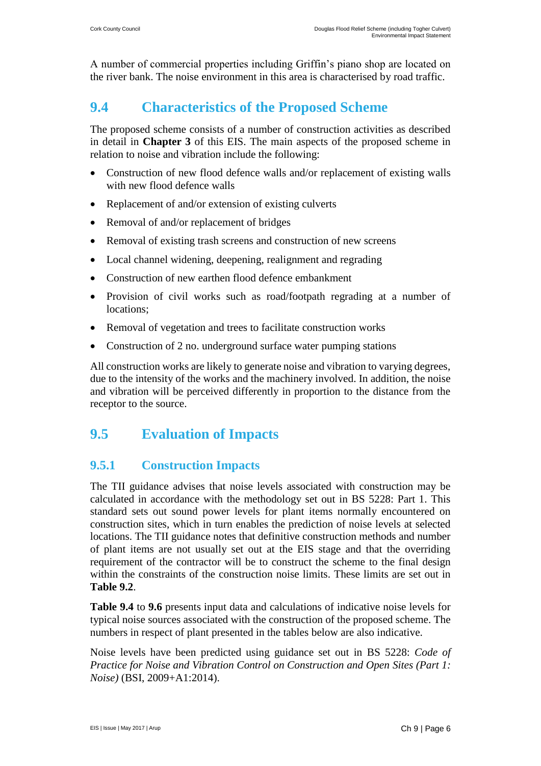A number of commercial properties including Griffin's piano shop are located on the river bank. The noise environment in this area is characterised by road traffic.

## 9.4 Characteristics of the Proposed Scheme

The proposed scheme consists of a number of construction activities as described in detail in **Chapter 3** of this EIS. The main aspects of the proposed scheme in relation to noise and vibration include the following:

- Construction of new flood defence walls and/or replacement of existing walls with new flood defence walls
- Replacement of and/or extension of existing culverts
- Removal of and/or replacement of bridges
- Removal of existing trash screens and construction of new screens
- Local channel widening, deepening, realignment and regrading
- Construction of new earthen flood defence embankment
- Provision of civil works such as road/footpath regrading at a number of locations;
- Removal of vegetation and trees to facilitate construction works
- Construction of 2 no. underground surface water pumping stations

All construction works are likely to generate noise and vibration to varying degrees, due to the intensity of the works and the machinery involved. In addition, the noise and vibration will be perceived differently in proportion to the distance from the receptor to the source.

## 9.5 Evaluation of Impacts

### 9.5.1 Construction Impacts

The TII guidance advises that noise levels associated with construction may be calculated in accordance with the methodology set out in BS 5228: Part 1. This standard sets out sound power levels for plant items normally encountered on construction sites, which in turn enables the prediction of noise levels at selected locations. The TII guidance notes that definitive construction methods and number of plant items are not usually set out at the EIS stage and that the overriding requirement of the contractor will be to construct the scheme to the final design within the constraints of the construction noise limits. These limits are set out in **Table 9.2**.

**Table 9.4** to **9.6** presents input data and calculations of indicative noise levels for typical noise sources associated with the construction of the proposed scheme. The numbers in respect of plant presented in the tables below are also indicative.

Noise levels have been predicted using guidance set out in BS 5228: *Code of Practice for Noise and Vibration Control on Construction and Open Sites (Part 1: Noise)* (BSI, 2009+A1:2014).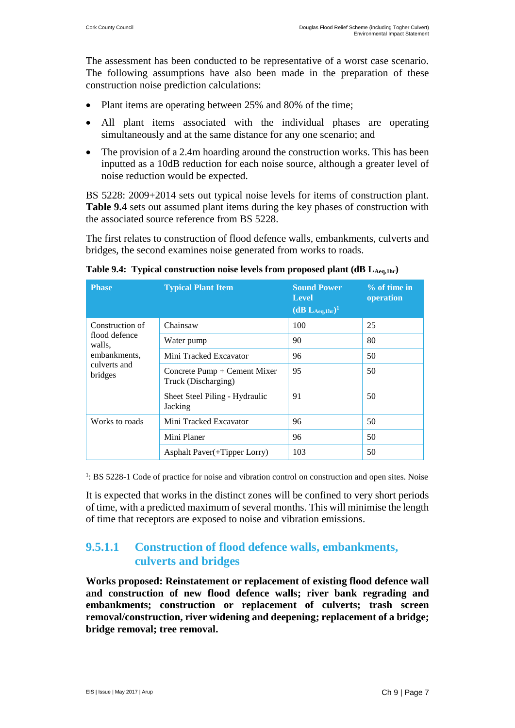The assessment has been conducted to be representative of a worst case scenario. The following assumptions have also been made in the preparation of these construction noise prediction calculations:

- Plant items are operating between 25% and 80% of the time;
- All plant items associated with the individual phases are operating simultaneously and at the same distance for any one scenario; and
- The provision of a 2.4m hoarding around the construction works. This has been inputted as a 10dB reduction for each noise source, although a greater level of noise reduction would be expected.

BS 5228: 2009+2014 sets out typical noise levels for items of construction plant. **Table 9.4** sets out assumed plant items during the key phases of construction with the associated source reference from BS 5228.

The first relates to construction of flood defence walls, embankments, culverts and bridges, the second examines noise generated from works to roads.

**Table 9.4: Typical construction noise levels from proposed plant (dB $L_{Aeq,1hr}$)**

| Phase | Typical Plant Item | Sound Power Level (dB $L_{Aeq,1hr}$)[1] | % of time in operation |
|---|---|---|---|
| Construction of flood defence walls, embankments, culverts and bridges | Chainsaw | 100 | 25 |
| | Water pump | 90 | 80 |
| | Mini Tracked Excavator | 96 | 50 |
| | Concrete Pump + Cement Mixer Truck (Discharging) | 95 | 50 |
| | Sheet Steel Piling - Hydraulic Jacking | 91 | 50 |
| Works to roads | Mini Tracked Excavator | 96 | 50 |
| | Mini Planer | 96 | 50 |
| | Asphalt Paver(+Tipper Lorry) | 103 | 50 |

[1]: BS 5228-1 Code of practice for noise and vibration control on construction and open sites. Noise

It is expected that works in the distinct zones will be confined to very short periods of time, with a predicted maximum of several months. This will minimise the length of time that receptors are exposed to noise and vibration emissions.

#### 9.5.1.1 Construction of flood defence walls, embankments, culverts and bridges

**Works proposed: Reinstatement or replacement of existing flood defence wall and construction of new flood defence walls; river bank regrading and embankments; construction or replacement of culverts; trash screen removal/construction, river widening and deepening; replacement of a bridge; bridge removal; tree removal.**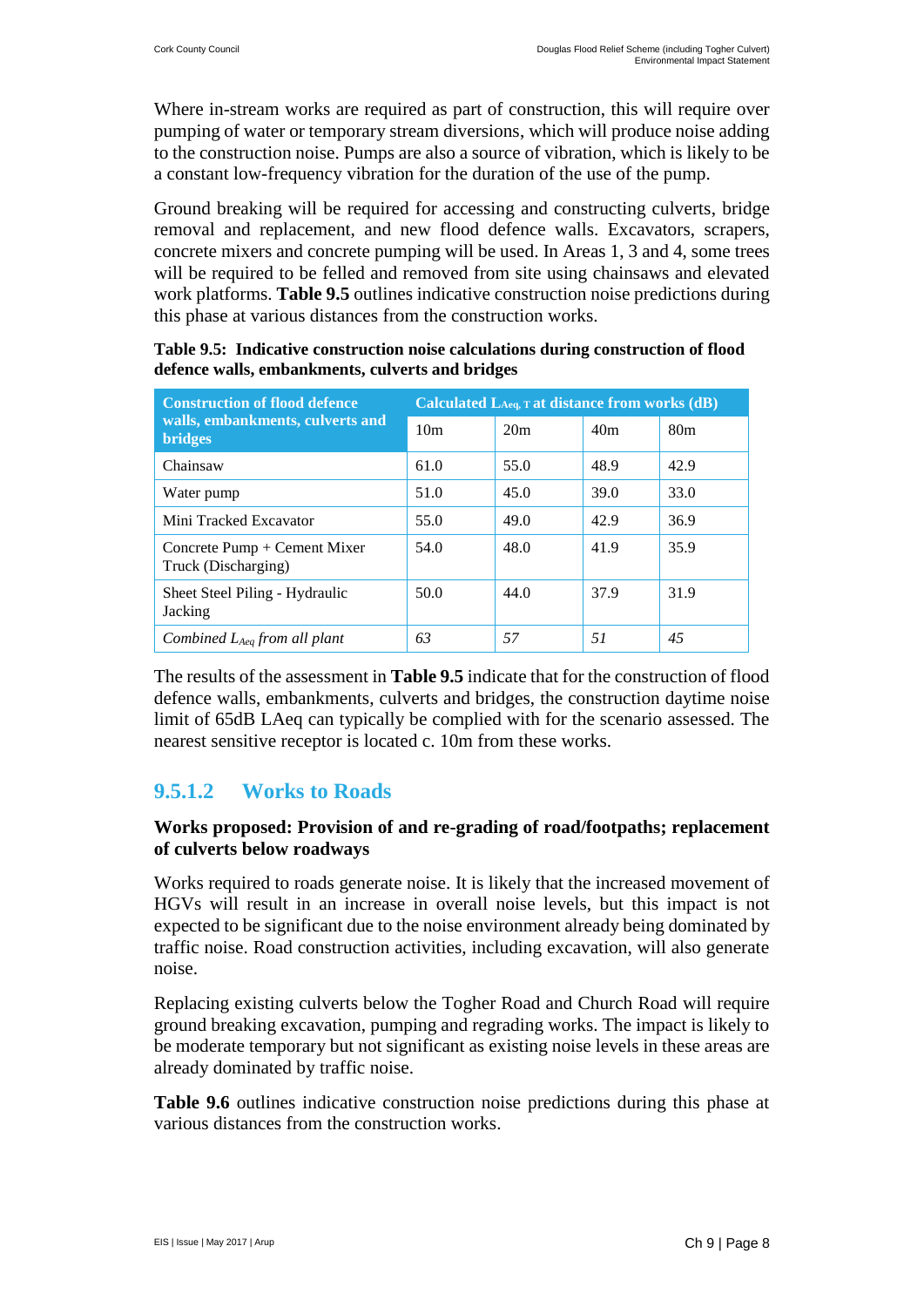Where in-stream works are required as part of construction, this will require over pumping of water or temporary stream diversions, which will produce noise adding to the construction noise. Pumps are also a source of vibration, which is likely to be a constant low-frequency vibration for the duration of the use of the pump.

Ground breaking will be required for accessing and constructing culverts, bridge removal and replacement, and new flood defence walls. Excavators, scrapers, concrete mixers and concrete pumping will be used. In Areas 1, 3 and 4, some trees will be required to be felled and removed from site using chainsaws and elevated work platforms. **Table 9.5** outlines indicative construction noise predictions during this phase at various distances from the construction works.

**Table 9.5: Indicative construction noise calculations during construction of flood defence walls, embankments, culverts and bridges**

| Construction of flood defence walls, embankments, culverts and bridges | Calculated $L_{Aeq, T}$ at distance from works (dB) | | | |
|---|---|---|---|---|
| | 10m | 20m | 40m | 80m |
| Chainsaw | 61.0 | 55.0 | 48.9 | 42.9 |
| Water pump | 51.0 | 45.0 | 39.0 | 33.0 |
| Mini Tracked Excavator | 55.0 | 49.0 | 42.9 | 36.9 |
| Concrete Pump + Cement Mixer Truck (Discharging) | 54.0 | 48.0 | 41.9 | 35.9 |
| Sheet Steel Piling - Hydraulic Jacking | 50.0 | 44.0 | 37.9 | 31.9 |
| *Combined $L_{Aeq}$ from all plant* | *63* | *57* | *51* | *45* |

The results of the assessment in **Table 9.5** indicate that for the construction of flood defence walls, embankments, culverts and bridges, the construction daytime noise limit of 65dB LAeq can typically be complied with for the scenario assessed. The nearest sensitive receptor is located c. 10m from these works.

### 9.5.1.2 Works to Roads

**Works proposed: Provision of and re-grading of road/footpaths; replacement of culverts below roadways**

Works required to roads generate noise. It is likely that the increased movement of HGVs will result in an increase in overall noise levels, but this impact is not expected to be significant due to the noise environment already being dominated by traffic noise. Road construction activities, including excavation, will also generate noise.

Replacing existing culverts below the Togher Road and Church Road will require ground breaking excavation, pumping and regrading works. The impact is likely to be moderate temporary but not significant as existing noise levels in these areas are already dominated by traffic noise.

**Table 9.6** outlines indicative construction noise predictions during this phase at various distances from the construction works.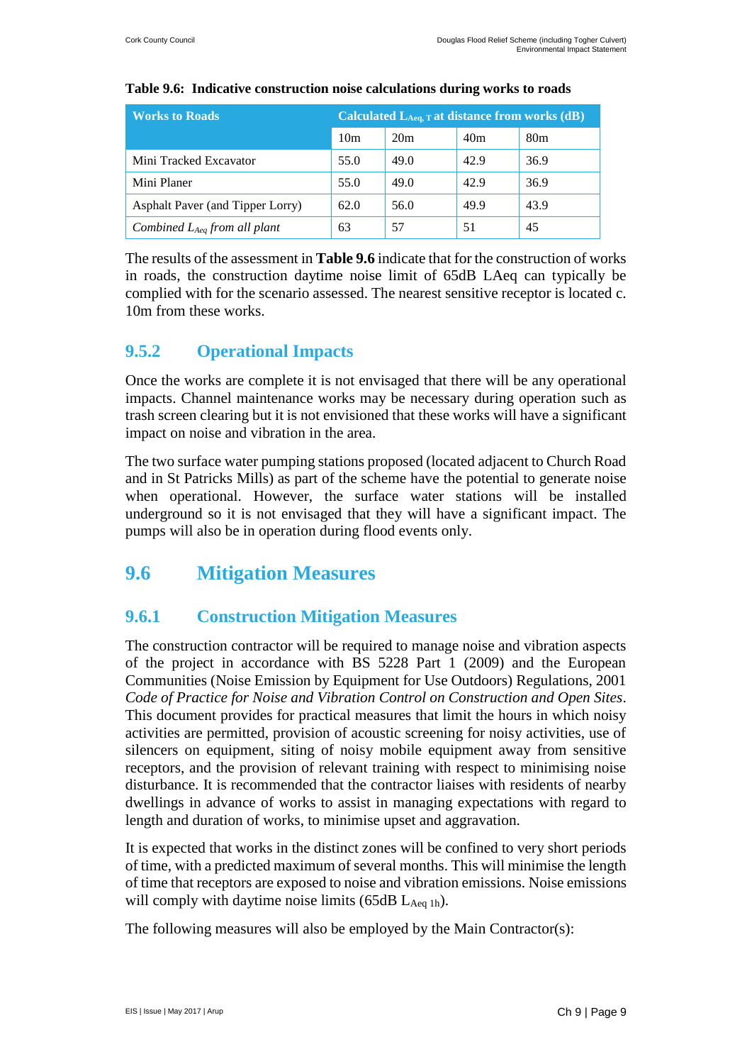**Table 9.6: Indicative construction noise calculations during works to roads**

| Works to Roads | Calculated $L_{Aeq, T}$ at distance from works (dB) | | | |
|---|---|---|---|---|
| | 10m | 20m | 40m | 80m |
| Mini Tracked Excavator | 55.0 | 49.0 | 42.9 | 36.9 |
| Mini Planer | 55.0 | 49.0 | 42.9 | 36.9 |
| Asphalt Paver (and Tipper Lorry) | 62.0 | 56.0 | 49.9 | 43.9 |
| *Combined $L_{Aeq}$ from all plant* | 63 | 57 | 51 | 45 |

The results of the assessment in **Table 9.6** indicate that for the construction of works in roads, the construction daytime noise limit of 65dB LAeq can typically be complied with for the scenario assessed. The nearest sensitive receptor is located c. 10m from these works.

### 9.5.2 Operational Impacts

Once the works are complete it is not envisaged that there will be any operational impacts. Channel maintenance works may be necessary during operation such as trash screen clearing but it is not envisioned that these works will have a significant impact on noise and vibration in the area.

The two surface water pumping stations proposed (located adjacent to Church Road and in St Patricks Mills) as part of the scheme have the potential to generate noise when operational. However, the surface water stations will be installed underground so it is not envisaged that they will have a significant impact. The pumps will also be in operation during flood events only.

## 9.6 Mitigation Measures

### 9.6.1 Construction Mitigation Measures

The construction contractor will be required to manage noise and vibration aspects of the project in accordance with BS 5228 Part 1 (2009) and the European Communities (Noise Emission by Equipment for Use Outdoors) Regulations, 2001 *Code of Practice for Noise and Vibration Control on Construction and Open Sites*. This document provides for practical measures that limit the hours in which noisy activities are permitted, provision of acoustic screening for noisy activities, use of silencers on equipment, siting of noisy mobile equipment away from sensitive receptors, and the provision of relevant training with respect to minimising noise disturbance. It is recommended that the contractor liaises with residents of nearby dwellings in advance of works to assist in managing expectations with regard to length and duration of works, to minimise upset and aggravation.

It is expected that works in the distinct zones will be confined to very short periods of time, with a predicted maximum of several months. This will minimise the length of time that receptors are exposed to noise and vibration emissions. Noise emissions will comply with daytime noise limits (65dB $L_{Aeq\ 1h}$).

The following measures will also be employed by the Main Contractor(s):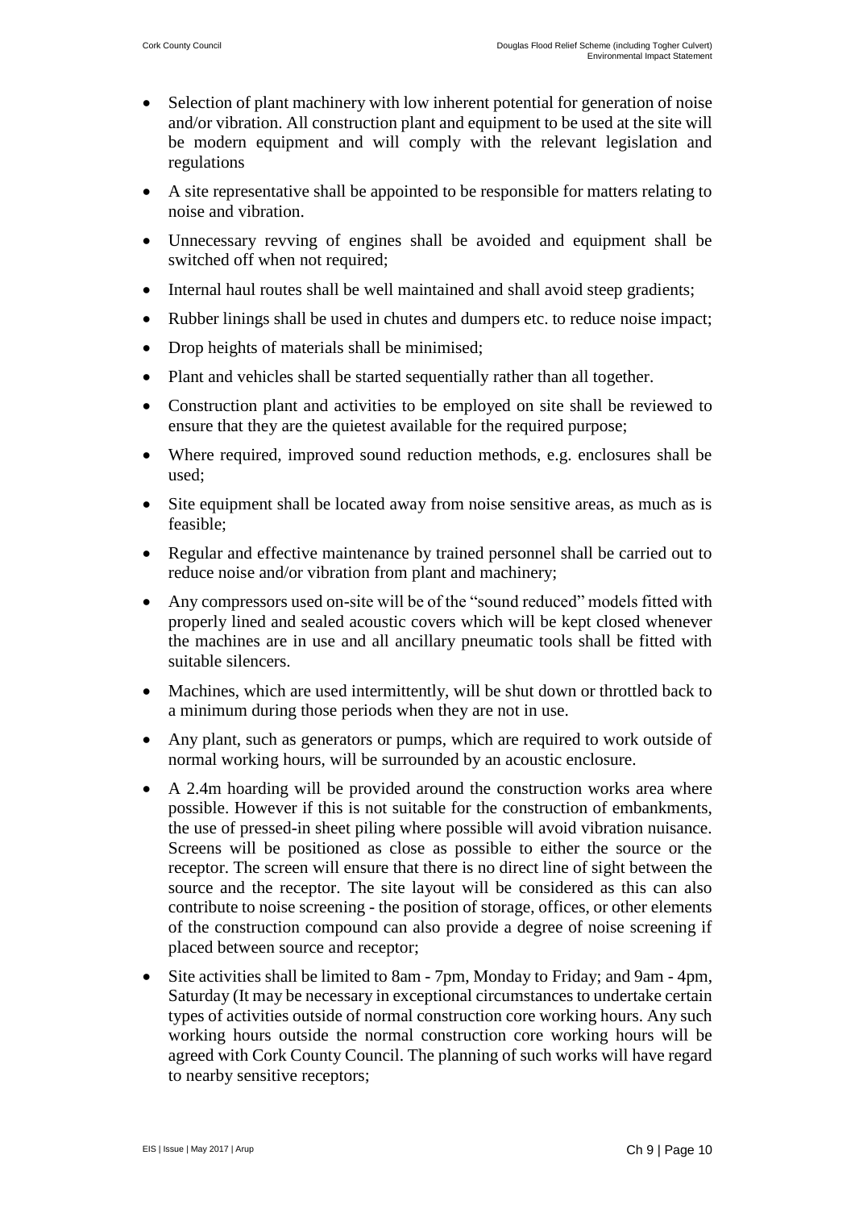- Selection of plant machinery with low inherent potential for generation of noise and/or vibration. All construction plant and equipment to be used at the site will be modern equipment and will comply with the relevant legislation and regulations
- A site representative shall be appointed to be responsible for matters relating to noise and vibration.
- Unnecessary revving of engines shall be avoided and equipment shall be switched off when not required;
- Internal haul routes shall be well maintained and shall avoid steep gradients;
- Rubber linings shall be used in chutes and dumpers etc. to reduce noise impact;
- Drop heights of materials shall be minimised;
- Plant and vehicles shall be started sequentially rather than all together.
- Construction plant and activities to be employed on site shall be reviewed to ensure that they are the quietest available for the required purpose;
- Where required, improved sound reduction methods, e.g. enclosures shall be used;
- Site equipment shall be located away from noise sensitive areas, as much as is feasible;
- Regular and effective maintenance by trained personnel shall be carried out to reduce noise and/or vibration from plant and machinery;
- Any compressors used on-site will be of the "sound reduced" models fitted with properly lined and sealed acoustic covers which will be kept closed whenever the machines are in use and all ancillary pneumatic tools shall be fitted with suitable silencers.
- Machines, which are used intermittently, will be shut down or throttled back to a minimum during those periods when they are not in use.
- Any plant, such as generators or pumps, which are required to work outside of normal working hours, will be surrounded by an acoustic enclosure.
- A 2.4m hoarding will be provided around the construction works area where possible. However if this is not suitable for the construction of embankments, the use of pressed-in sheet piling where possible will avoid vibration nuisance. Screens will be positioned as close as possible to either the source or the receptor. The screen will ensure that there is no direct line of sight between the source and the receptor. The site layout will be considered as this can also contribute to noise screening - the position of storage, offices, or other elements of the construction compound can also provide a degree of noise screening if placed between source and receptor;
- Site activities shall be limited to 8am - 7pm, Monday to Friday; and 9am - 4pm, Saturday (It may be necessary in exceptional circumstances to undertake certain types of activities outside of normal construction core working hours. Any such working hours outside the normal construction core working hours will be agreed with Cork County Council. The planning of such works will have regard to nearby sensitive receptors;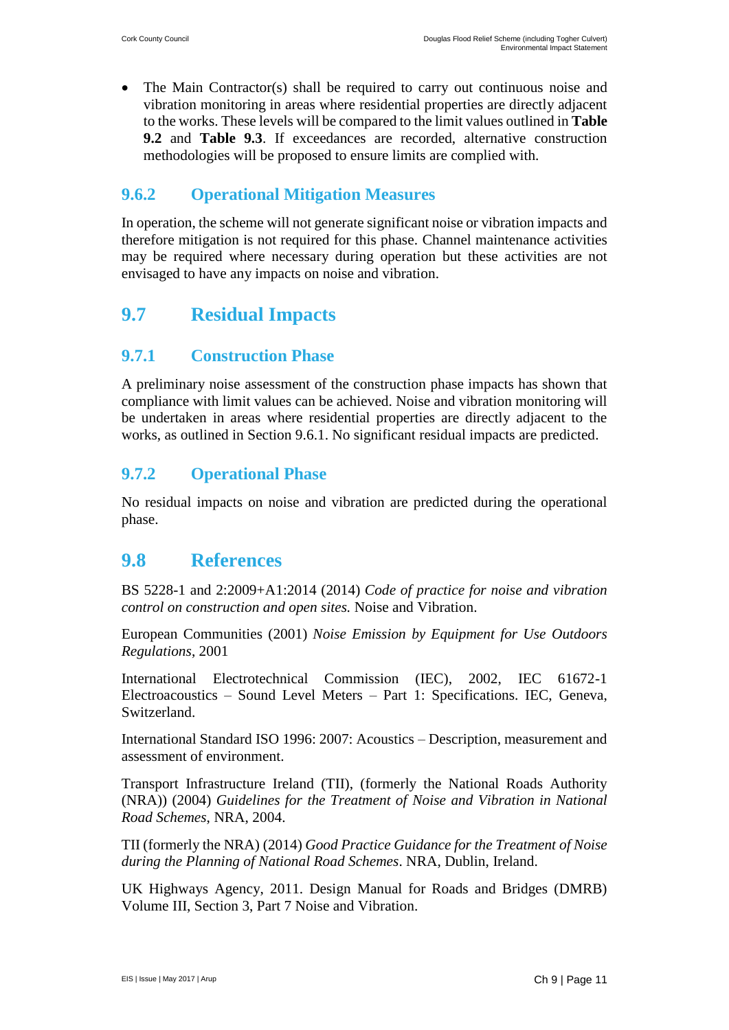- The Main Contractor(s) shall be required to carry out continuous noise and vibration monitoring in areas where residential properties are directly adjacent to the works. These levels will be compared to the limit values outlined in **Table 9.2** and **Table 9.3**. If exceedances are recorded, alternative construction methodologies will be proposed to ensure limits are complied with.

### 9.6.2 Operational Mitigation Measures

In operation, the scheme will not generate significant noise or vibration impacts and therefore mitigation is not required for this phase. Channel maintenance activities may be required where necessary during operation but these activities are not envisaged to have any impacts on noise and vibration.

## 9.7 Residual Impacts

### 9.7.1 Construction Phase

A preliminary noise assessment of the construction phase impacts has shown that compliance with limit values can be achieved. Noise and vibration monitoring will be undertaken in areas where residential properties are directly adjacent to the works, as outlined in Section 9.6.1. No significant residual impacts are predicted.

### 9.7.2 Operational Phase

No residual impacts on noise and vibration are predicted during the operational phase.

## 9.8 References

BS 5228-1 and 2:2009+A1:2014 (2014) *Code of practice for noise and vibration control on construction and open sites.* Noise and Vibration.

European Communities (2001) *Noise Emission by Equipment for Use Outdoors Regulations*, 2001

International Electrotechnical Commission (IEC), 2002, IEC 61672-1 Electroacoustics – Sound Level Meters – Part 1: Specifications. IEC, Geneva, Switzerland.

International Standard ISO 1996: 2007: Acoustics – Description, measurement and assessment of environment.

Transport Infrastructure Ireland (TII), (formerly the National Roads Authority (NRA)) (2004) *Guidelines for the Treatment of Noise and Vibration in National Road Schemes*, NRA, 2004.

TII (formerly the NRA) (2014) *Good Practice Guidance for the Treatment of Noise during the Planning of National Road Schemes*. NRA, Dublin, Ireland.

UK Highways Agency, 2011. Design Manual for Roads and Bridges (DMRB) Volume III, Section 3, Part 7 Noise and Vibration.